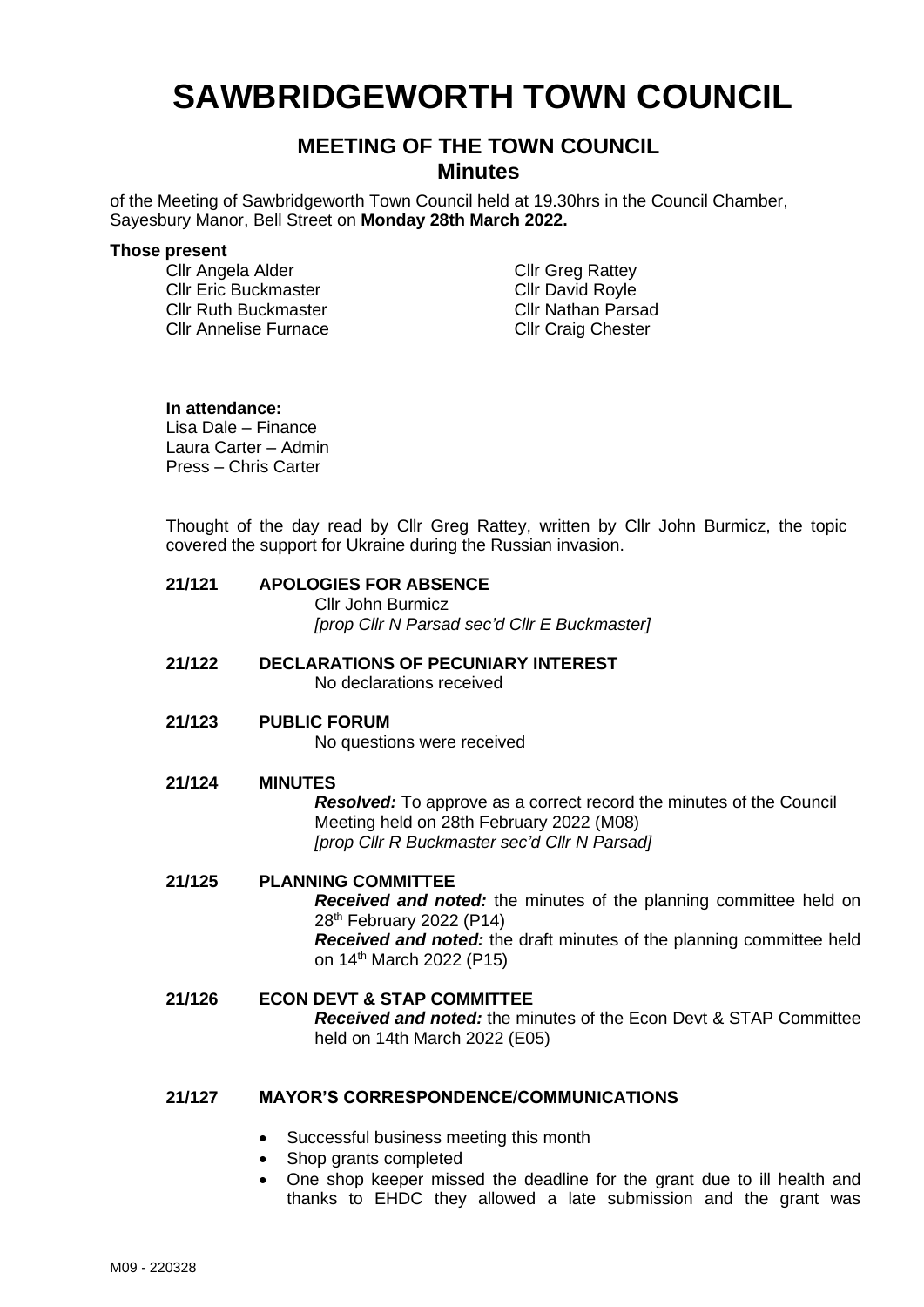# SAWBRIDGEWORTH TOWN COUNCIL

## MEETING OF THE TOWN COUNCIL
## Minutes

of the Meeting of Sawbridgeworth Town Council held at 19.30hrs in the Council Chamber, Sayesbury Manor, Bell Street on **Monday 28th March 2022.**

**Those present**

Cllr Angela Alder
Cllr Eric Buckmaster
Cllr Ruth Buckmaster
Cllr Annelise Furnace
Cllr Greg Rattey
Cllr David Royle
Cllr Nathan Parsad
Cllr Craig Chester

**In attendance:**
Lisa Dale – Finance
Laura Carter – Admin
Press – Chris Carter

Thought of the day read by Cllr Greg Rattey, written by Cllr John Burmicz, the topic covered the support for Ukraine during the Russian invasion.

**21/121 APOLOGIES FOR ABSENCE**

Cllr John Burmicz
*[prop Cllr N Parsad sec'd Cllr E Buckmaster]*

**21/122 DECLARATIONS OF PECUNIARY INTEREST**

No declarations received

**21/123 PUBLIC FORUM**

No questions were received

**21/124 MINUTES**

***Resolved:*** To approve as a correct record the minutes of the Council Meeting held on 28th February 2022 (M08)
*[prop Cllr R Buckmaster sec'd Cllr N Parsad]*

**21/125 PLANNING COMMITTEE**

***Received and noted:*** the minutes of the planning committee held on 28th February 2022 (P14)
***Received and noted:*** the draft minutes of the planning committee held on 14th March 2022 (P15)

**21/126 ECON DEVT & STAP COMMITTEE**

***Received and noted:*** the minutes of the Econ Devt & STAP Committee held on 14th March 2022 (E05)

**21/127 MAYOR'S CORRESPONDENCE/COMMUNICATIONS**

- Successful business meeting this month
- Shop grants completed
- One shop keeper missed the deadline for the grant due to ill health and thanks to EHDC they allowed a late submission and the grant was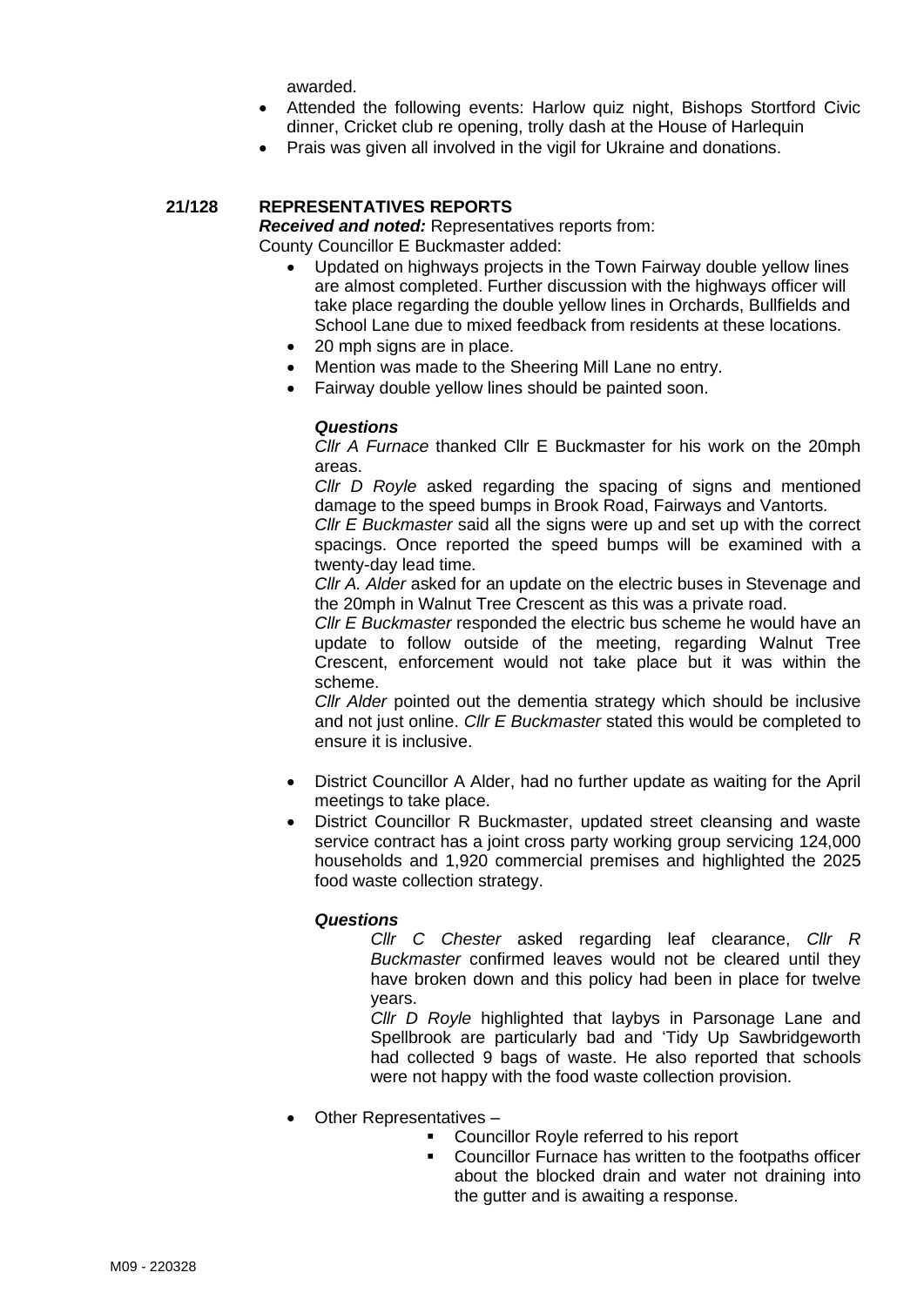awarded.

- Attended the following events: Harlow quiz night, Bishops Stortford Civic dinner, Cricket club re opening, trolly dash at the House of Harlequin
- Prais was given all involved in the vigil for Ukraine and donations.

## 21/128 REPRESENTATIVES REPORTS

***Received and noted:*** Representatives reports from:

County Councillor E Buckmaster added:

- Updated on highways projects in the Town Fairway double yellow lines are almost completed. Further discussion with the highways officer will take place regarding the double yellow lines in Orchards, Bullfields and School Lane due to mixed feedback from residents at these locations.
- 20 mph signs are in place.
- Mention was made to the Sheering Mill Lane no entry.
- Fairway double yellow lines should be painted soon.

***Questions***

*Cllr A Furnace* thanked Cllr E Buckmaster for his work on the 20mph areas.

*Cllr D Royle* asked regarding the spacing of signs and mentioned damage to the speed bumps in Brook Road, Fairways and Vantorts.

*Cllr E Buckmaster* said all the signs were up and set up with the correct spacings. Once reported the speed bumps will be examined with a twenty-day lead time.

*Cllr A. Alder* asked for an update on the electric buses in Stevenage and the 20mph in Walnut Tree Crescent as this was a private road.

*Cllr E Buckmaster* responded the electric bus scheme he would have an update to follow outside of the meeting, regarding Walnut Tree Crescent, enforcement would not take place but it was within the scheme.

*Cllr Alder* pointed out the dementia strategy which should be inclusive and not just online. *Cllr E Buckmaster* stated this would be completed to ensure it is inclusive.

- District Councillor A Alder, had no further update as waiting for the April meetings to take place.
- District Councillor R Buckmaster, updated street cleansing and waste service contract has a joint cross party working group servicing 124,000 households and 1,920 commercial premises and highlighted the 2025 food waste collection strategy.

***Questions***

*Cllr C Chester* asked regarding leaf clearance, *Cllr R Buckmaster* confirmed leaves would not be cleared until they have broken down and this policy had been in place for twelve years.

*Cllr D Royle* highlighted that laybys in Parsonage Lane and Spellbrook are particularly bad and 'Tidy Up Sawbridgeworth had collected 9 bags of waste. He also reported that schools were not happy with the food waste collection provision.

- Other Representatives –
  - Councillor Royle referred to his report
  - Councillor Furnace has written to the footpaths officer about the blocked drain and water not draining into the gutter and is awaiting a response.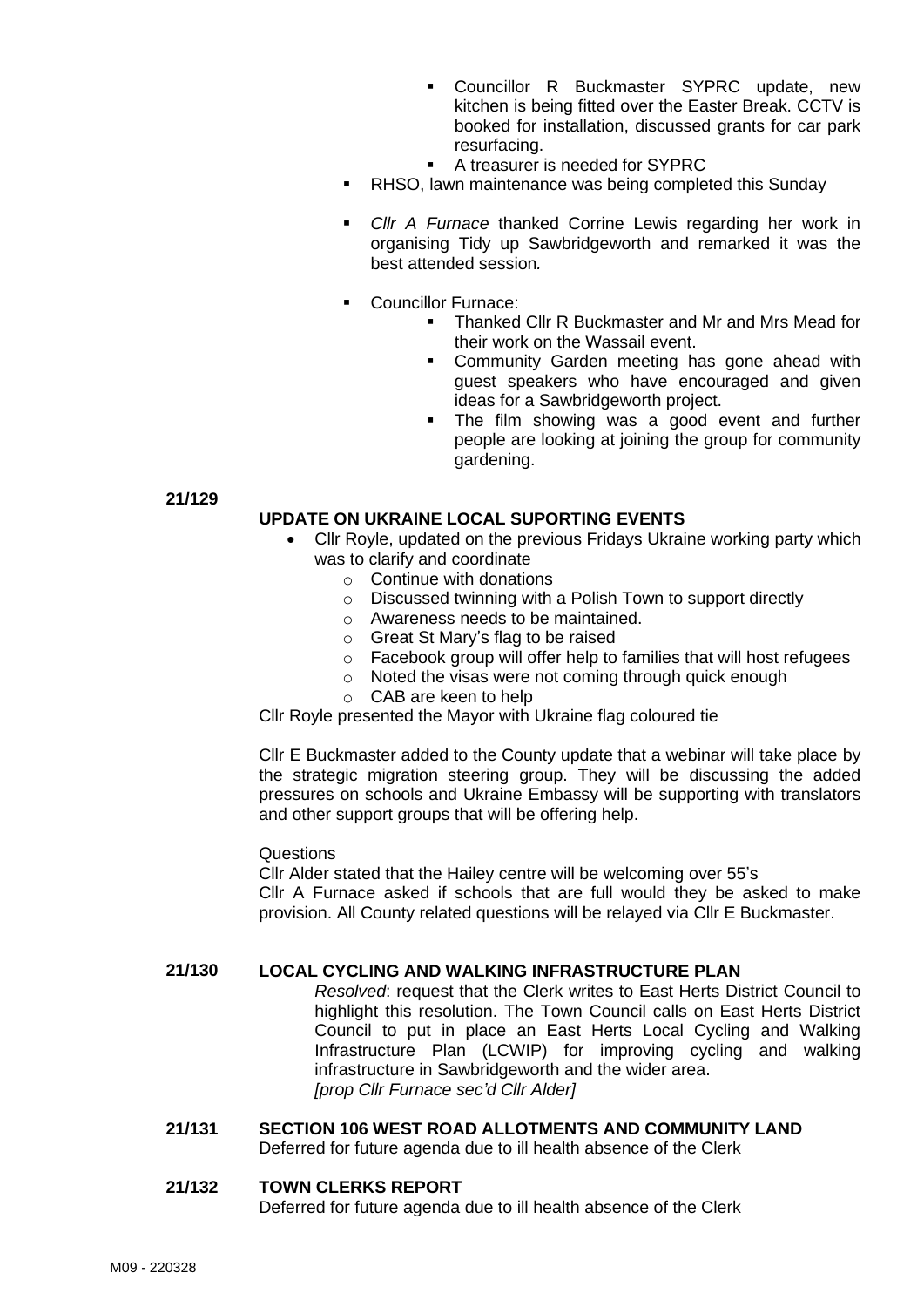- Councillor R Buckmaster SYPRC update, new kitchen is being fitted over the Easter Break. CCTV is booked for installation, discussed grants for car park resurfacing.
- A treasurer is needed for SYPRC

- RHSO, lawn maintenance was being completed this Sunday
- *Cllr A Furnace* thanked Corrine Lewis regarding her work in organising Tidy up Sawbridgeworth and remarked it was the best attended session*.*
- Councillor Furnace:
  - Thanked Cllr R Buckmaster and Mr and Mrs Mead for their work on the Wassail event.
  - Community Garden meeting has gone ahead with guest speakers who have encouraged and given ideas for a Sawbridgeworth project.
  - The film showing was a good event and further people are looking at joining the group for community gardening.

**21/129**

**UPDATE ON UKRAINE LOCAL SUPORTING EVENTS**

- Cllr Royle, updated on the previous Fridays Ukraine working party which was to clarify and coordinate
  - Continue with donations
  - Discussed twinning with a Polish Town to support directly
  - Awareness needs to be maintained.
  - Great St Mary's flag to be raised
  - Facebook group will offer help to families that will host refugees
  - Noted the visas were not coming through quick enough
  - CAB are keen to help

Cllr Royle presented the Mayor with Ukraine flag coloured tie

Cllr E Buckmaster added to the County update that a webinar will take place by the strategic migration steering group. They will be discussing the added pressures on schools and Ukraine Embassy will be supporting with translators and other support groups that will be offering help.

Questions

Cllr Alder stated that the Hailey centre will be welcoming over 55's

Cllr A Furnace asked if schools that are full would they be asked to make provision. All County related questions will be relayed via Cllr E Buckmaster.

**21/130 LOCAL CYCLING AND WALKING INFRASTRUCTURE PLAN**

*Resolved*: request that the Clerk writes to East Herts District Council to highlight this resolution. The Town Council calls on East Herts District Council to put in place an East Herts Local Cycling and Walking Infrastructure Plan (LCWIP) for improving cycling and walking infrastructure in Sawbridgeworth and the wider area.
*[prop Cllr Furnace sec'd Cllr Alder]*

**21/131 SECTION 106 WEST ROAD ALLOTMENTS AND COMMUNITY LAND**

Deferred for future agenda due to ill health absence of the Clerk

**21/132 TOWN CLERKS REPORT**

Deferred for future agenda due to ill health absence of the Clerk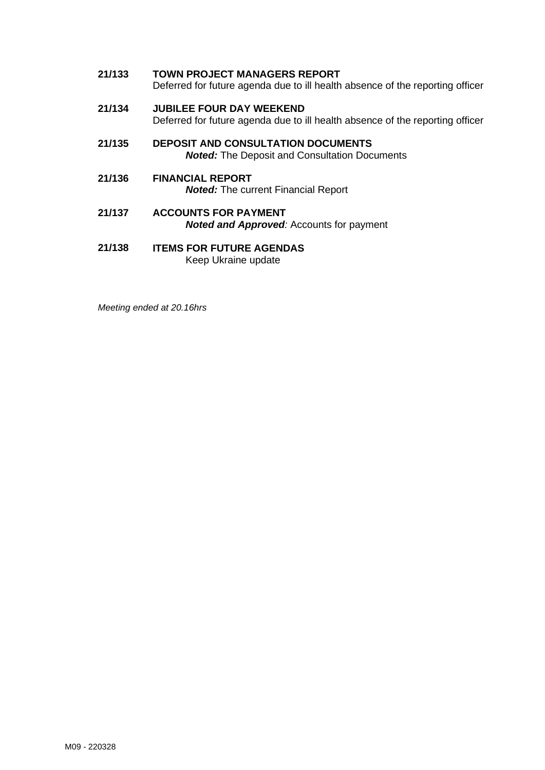**21/133 TOWN PROJECT MANAGERS REPORT**
Deferred for future agenda due to ill health absence of the reporting officer

**21/134 JUBILEE FOUR DAY WEEKEND**
Deferred for future agenda due to ill health absence of the reporting officer

**21/135 DEPOSIT AND CONSULTATION DOCUMENTS**
***Noted:*** The Deposit and Consultation Documents

**21/136 FINANCIAL REPORT**
***Noted:*** The current Financial Report

**21/137 ACCOUNTS FOR PAYMENT**
***Noted and Approved**:* Accounts for payment

**21/138 ITEMS FOR FUTURE AGENDAS**
Keep Ukraine update

*Meeting ended at 20.16hrs*

M09 - 220328